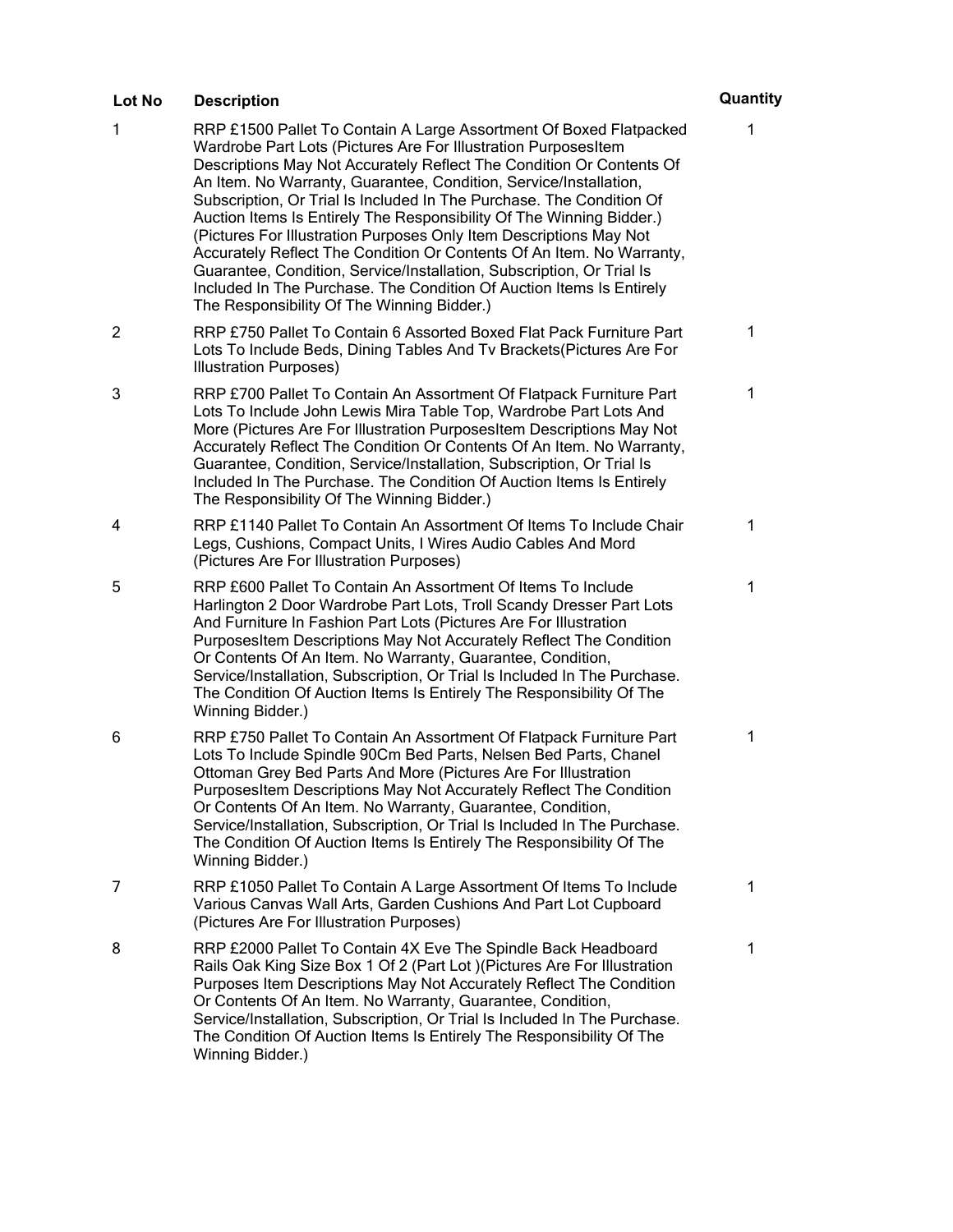| Lot No | Description | Quantity |
| --- | --- | --- |
| 1 | RRP £1500 Pallet To Contain A Large Assortment Of Boxed Flatpacked Wardrobe Part Lots (Pictures Are For Illustration PurposesItem Descriptions May Not Accurately Reflect The Condition Or Contents Of An Item. No Warranty, Guarantee, Condition, Service/Installation, Subscription, Or Trial Is Included In The Purchase. The Condition Of Auction Items Is Entirely The Responsibility Of The Winning Bidder.) (Pictures For Illustration Purposes Only Item Descriptions May Not Accurately Reflect The Condition Or Contents Of An Item. No Warranty, Guarantee, Condition, Service/Installation, Subscription, Or Trial Is Included In The Purchase. The Condition Of Auction Items Is Entirely The Responsibility Of The Winning Bidder.) | 1 |
| 2 | RRP £750 Pallet To Contain 6 Assorted Boxed Flat Pack Furniture Part Lots To Include Beds, Dining Tables And Tv Brackets(Pictures Are For Illustration Purposes) | 1 |
| 3 | RRP £700 Pallet To Contain An Assortment Of Flatpack Furniture Part Lots To Include John Lewis Mira Table Top, Wardrobe Part Lots And More (Pictures Are For Illustration PurposesItem Descriptions May Not Accurately Reflect The Condition Or Contents Of An Item. No Warranty, Guarantee, Condition, Service/Installation, Subscription, Or Trial Is Included In The Purchase. The Condition Of Auction Items Is Entirely The Responsibility Of The Winning Bidder.) | 1 |
| 4 | RRP £1140 Pallet To Contain An Assortment Of Items To Include Chair Legs, Cushions, Compact Units, I Wires Audio Cables And Mord (Pictures Are For Illustration Purposes) | 1 |
| 5 | RRP £600 Pallet To Contain An Assortment Of Items To Include Harlington 2 Door Wardrobe Part Lots, Troll Scandy Dresser Part Lots And Furniture In Fashion Part Lots (Pictures Are For Illustration PurposesItem Descriptions May Not Accurately Reflect The Condition Or Contents Of An Item. No Warranty, Guarantee, Condition, Service/Installation, Subscription, Or Trial Is Included In The Purchase. The Condition Of Auction Items Is Entirely The Responsibility Of The Winning Bidder.) | 1 |
| 6 | RRP £750 Pallet To Contain An Assortment Of Flatpack Furniture Part Lots To Include Spindle 90Cm Bed Parts, Nelsen Bed Parts, Chanel Ottoman Grey Bed Parts And More (Pictures Are For Illustration PurposesItem Descriptions May Not Accurately Reflect The Condition Or Contents Of An Item. No Warranty, Guarantee, Condition, Service/Installation, Subscription, Or Trial Is Included In The Purchase. The Condition Of Auction Items Is Entirely The Responsibility Of The Winning Bidder.) | 1 |
| 7 | RRP £1050 Pallet To Contain A Large Assortment Of Items To Include Various Canvas Wall Arts, Garden Cushions And Part Lot Cupboard (Pictures Are For Illustration Purposes) | 1 |
| 8 | RRP £2000 Pallet To Contain 4X Eve The Spindle Back Headboard Rails Oak King Size Box 1 Of 2 (Part Lot )(Pictures Are For Illustration Purposes Item Descriptions May Not Accurately Reflect The Condition Or Contents Of An Item. No Warranty, Guarantee, Condition, Service/Installation, Subscription, Or Trial Is Included In The Purchase. The Condition Of Auction Items Is Entirely The Responsibility Of The Winning Bidder.) | 1 |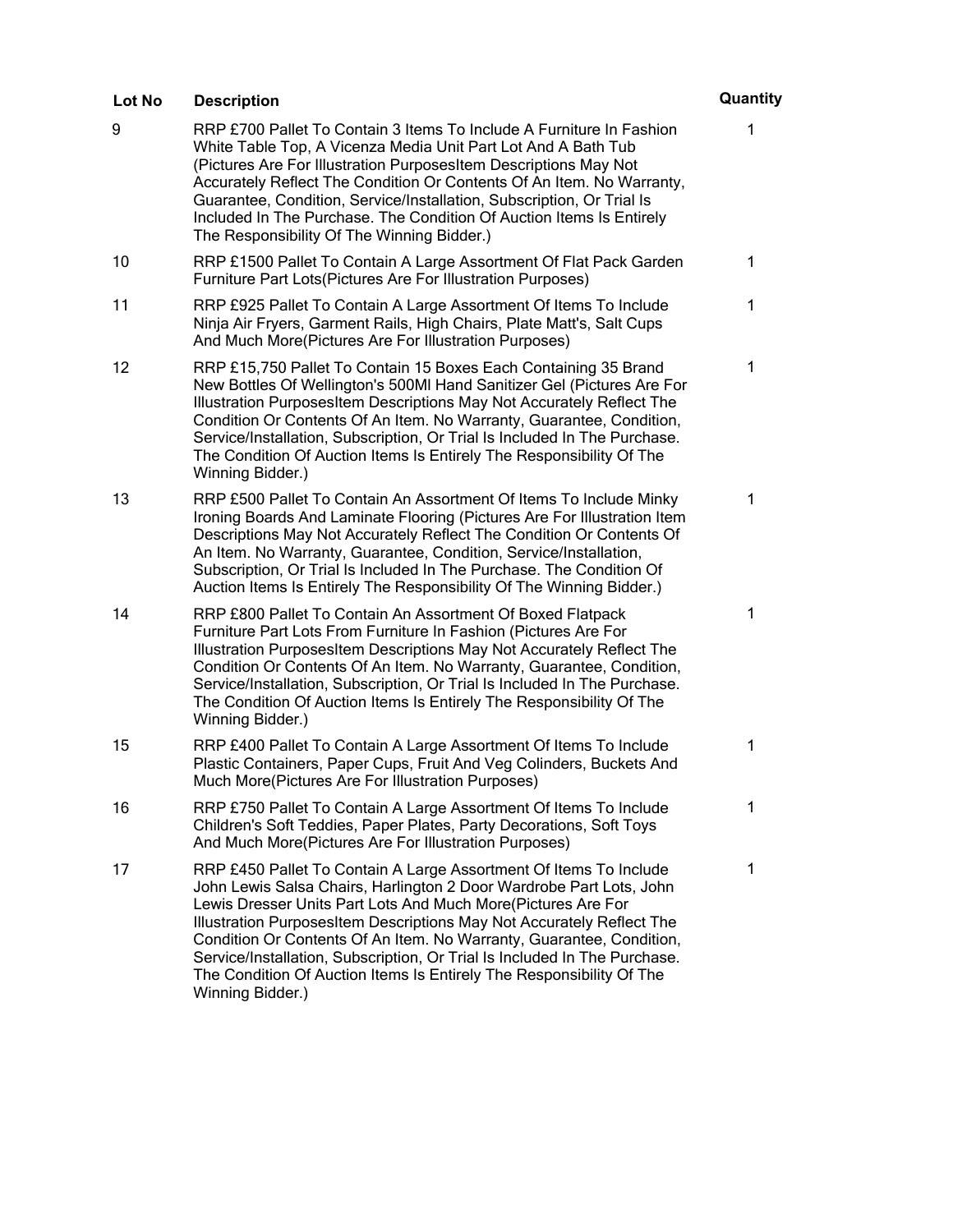| Lot No | Description | Quantity |
| --- | --- | --- |
| 9 | RRP £700 Pallet To Contain 3 Items To Include A Furniture In Fashion White Table Top, A Vicenza Media Unit Part Lot And A Bath Tub (Pictures Are For Illustration PurposesItem Descriptions May Not Accurately Reflect The Condition Or Contents Of An Item. No Warranty, Guarantee, Condition, Service/Installation, Subscription, Or Trial Is Included In The Purchase. The Condition Of Auction Items Is Entirely The Responsibility Of The Winning Bidder.) | 1 |
| 10 | RRP £1500 Pallet To Contain A Large Assortment Of Flat Pack Garden Furniture Part Lots(Pictures Are For Illustration Purposes) | 1 |
| 11 | RRP £925 Pallet To Contain A Large Assortment Of Items To Include Ninja Air Fryers, Garment Rails, High Chairs, Plate Matt's, Salt Cups And Much More(Pictures Are For Illustration Purposes) | 1 |
| 12 | RRP £15,750 Pallet To Contain 15 Boxes Each Containing 35 Brand New Bottles Of Wellington's 500Ml Hand Sanitizer Gel (Pictures Are For Illustration PurposesItem Descriptions May Not Accurately Reflect The Condition Or Contents Of An Item. No Warranty, Guarantee, Condition, Service/Installation, Subscription, Or Trial Is Included In The Purchase. The Condition Of Auction Items Is Entirely The Responsibility Of The Winning Bidder.) | 1 |
| 13 | RRP £500 Pallet To Contain An Assortment Of Items To Include Minky Ironing Boards And Laminate Flooring (Pictures Are For Illustration Item Descriptions May Not Accurately Reflect The Condition Or Contents Of An Item. No Warranty, Guarantee, Condition, Service/Installation, Subscription, Or Trial Is Included In The Purchase. The Condition Of Auction Items Is Entirely The Responsibility Of The Winning Bidder.) | 1 |
| 14 | RRP £800 Pallet To Contain An Assortment Of Boxed Flatpack Furniture Part Lots From Furniture In Fashion (Pictures Are For Illustration PurposesItem Descriptions May Not Accurately Reflect The Condition Or Contents Of An Item. No Warranty, Guarantee, Condition, Service/Installation, Subscription, Or Trial Is Included In The Purchase. The Condition Of Auction Items Is Entirely The Responsibility Of The Winning Bidder.) | 1 |
| 15 | RRP £400 Pallet To Contain A Large Assortment Of Items To Include Plastic Containers, Paper Cups, Fruit And Veg Colinders, Buckets And Much More(Pictures Are For Illustration Purposes) | 1 |
| 16 | RRP £750 Pallet To Contain A Large Assortment Of Items To Include Children's Soft Teddies, Paper Plates, Party Decorations, Soft Toys And Much More(Pictures Are For Illustration Purposes) | 1 |
| 17 | RRP £450 Pallet To Contain A Large Assortment Of Items To Include John Lewis Salsa Chairs, Harlington 2 Door Wardrobe Part Lots, John Lewis Dresser Units Part Lots And Much More(Pictures Are For Illustration PurposesItem Descriptions May Not Accurately Reflect The Condition Or Contents Of An Item. No Warranty, Guarantee, Condition, Service/Installation, Subscription, Or Trial Is Included In The Purchase. The Condition Of Auction Items Is Entirely The Responsibility Of The Winning Bidder.) | 1 |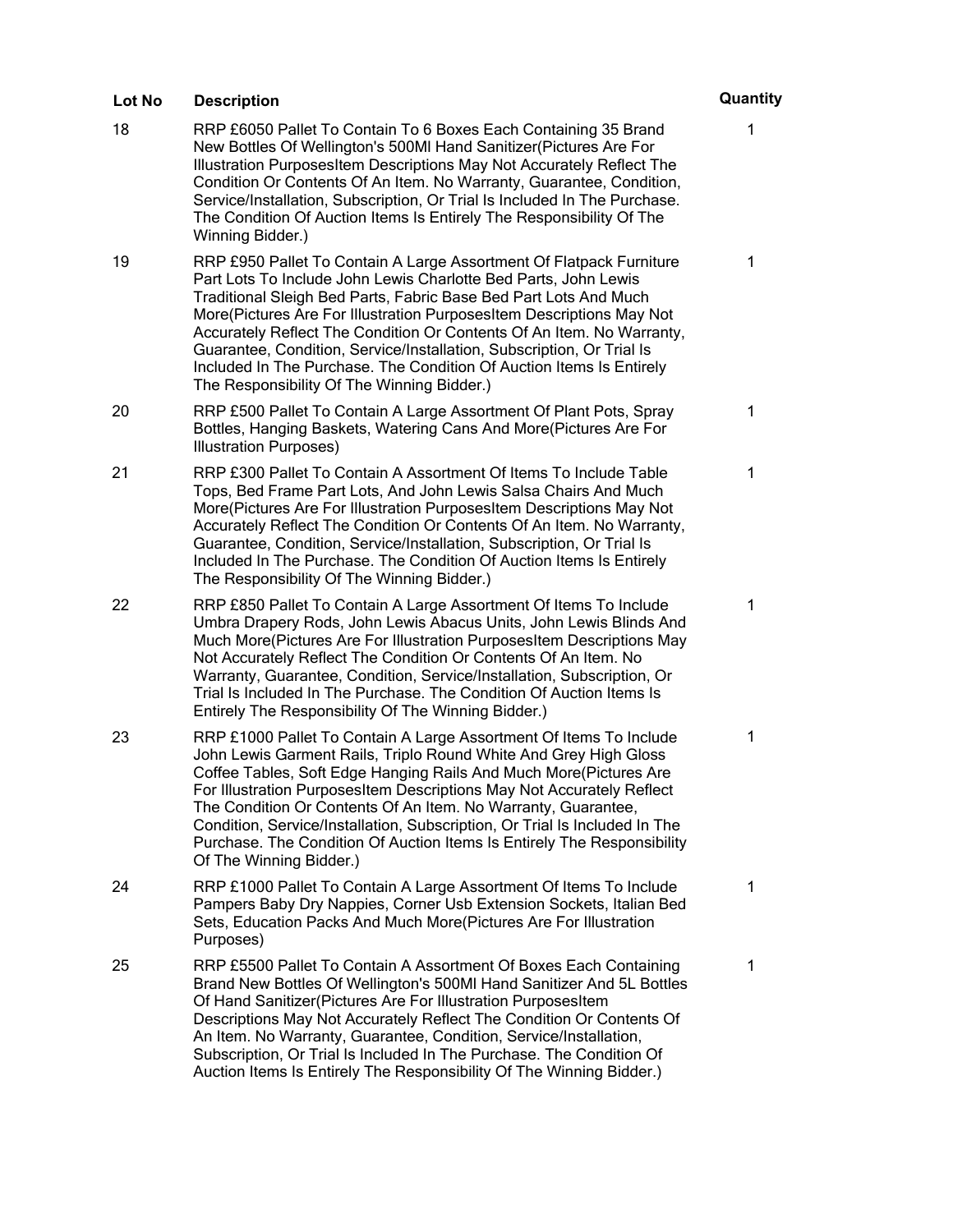| Lot No | Description | Quantity |
| --- | --- | --- |
| 18 | RRP £6050 Pallet To Contain To 6 Boxes Each Containing 35 Brand New Bottles Of Wellington's 500Ml Hand Sanitizer(Pictures Are For Illustration PurposesItem Descriptions May Not Accurately Reflect The Condition Or Contents Of An Item. No Warranty, Guarantee, Condition, Service/Installation, Subscription, Or Trial Is Included In The Purchase. The Condition Of Auction Items Is Entirely The Responsibility Of The Winning Bidder.) | 1 |
| 19 | RRP £950 Pallet To Contain A Large Assortment Of Flatpack Furniture Part Lots To Include John Lewis Charlotte Bed Parts, John Lewis Traditional Sleigh Bed Parts, Fabric Base Bed Part Lots And Much More(Pictures Are For Illustration PurposesItem Descriptions May Not Accurately Reflect The Condition Or Contents Of An Item. No Warranty, Guarantee, Condition, Service/Installation, Subscription, Or Trial Is Included In The Purchase. The Condition Of Auction Items Is Entirely The Responsibility Of The Winning Bidder.) | 1 |
| 20 | RRP £500 Pallet To Contain A Large Assortment Of Plant Pots, Spray Bottles, Hanging Baskets, Watering Cans And More(Pictures Are For Illustration Purposes) | 1 |
| 21 | RRP £300 Pallet To Contain A Assortment Of Items To Include Table Tops, Bed Frame Part Lots, And John Lewis Salsa Chairs And Much More(Pictures Are For Illustration PurposesItem Descriptions May Not Accurately Reflect The Condition Or Contents Of An Item. No Warranty, Guarantee, Condition, Service/Installation, Subscription, Or Trial Is Included In The Purchase. The Condition Of Auction Items Is Entirely The Responsibility Of The Winning Bidder.) | 1 |
| 22 | RRP £850 Pallet To Contain A Large Assortment Of Items To Include Umbra Drapery Rods, John Lewis Abacus Units, John Lewis Blinds And Much More(Pictures Are For Illustration PurposesItem Descriptions May Not Accurately Reflect The Condition Or Contents Of An Item. No Warranty, Guarantee, Condition, Service/Installation, Subscription, Or Trial Is Included In The Purchase. The Condition Of Auction Items Is Entirely The Responsibility Of The Winning Bidder.) | 1 |
| 23 | RRP £1000 Pallet To Contain A Large Assortment Of Items To Include John Lewis Garment Rails, Triplo Round White And Grey High Gloss Coffee Tables, Soft Edge Hanging Rails And Much More(Pictures Are For Illustration PurposesItem Descriptions May Not Accurately Reflect The Condition Or Contents Of An Item. No Warranty, Guarantee, Condition, Service/Installation, Subscription, Or Trial Is Included In The Purchase. The Condition Of Auction Items Is Entirely The Responsibility Of The Winning Bidder.) | 1 |
| 24 | RRP £1000 Pallet To Contain A Large Assortment Of Items To Include Pampers Baby Dry Nappies, Corner Usb Extension Sockets, Italian Bed Sets, Education Packs And Much More(Pictures Are For Illustration Purposes) | 1 |
| 25 | RRP £5500 Pallet To Contain A Assortment Of Boxes Each Containing Brand New Bottles Of Wellington's 500Ml Hand Sanitizer And 5L Bottles Of Hand Sanitizer(Pictures Are For Illustration PurposesItem Descriptions May Not Accurately Reflect The Condition Or Contents Of An Item. No Warranty, Guarantee, Condition, Service/Installation, Subscription, Or Trial Is Included In The Purchase. The Condition Of Auction Items Is Entirely The Responsibility Of The Winning Bidder.) | 1 |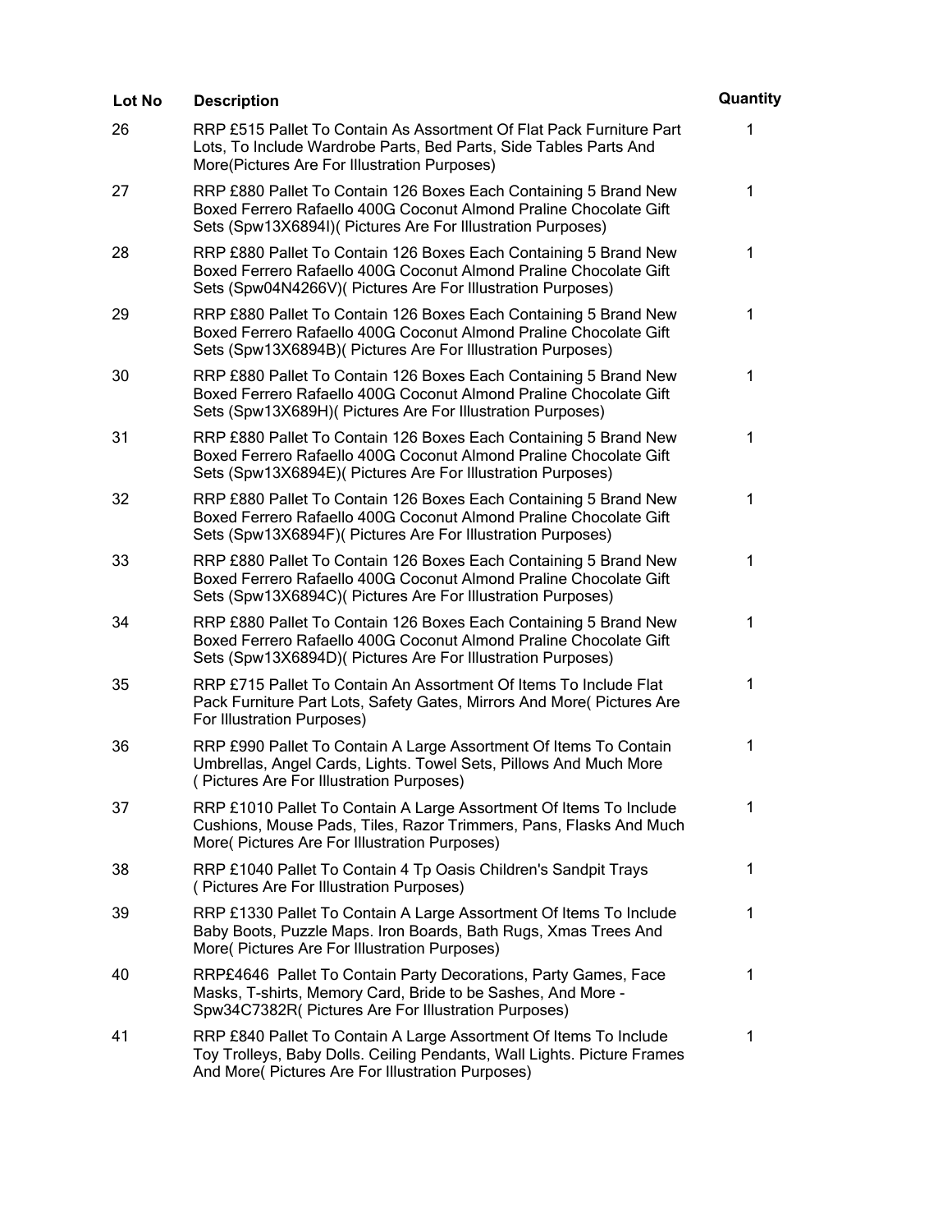| Lot No | Description | Quantity |
| --- | --- | --- |
| 26 | RRP £515 Pallet To Contain As Assortment Of Flat Pack Furniture Part Lots, To Include Wardrobe Parts, Bed Parts, Side Tables Parts And More(Pictures Are For Illustration Purposes) | 1 |
| 27 | RRP £880 Pallet To Contain 126 Boxes Each Containing 5 Brand New Boxed Ferrero Rafaello 400G Coconut Almond Praline Chocolate Gift Sets (Spw13X6894I)( Pictures Are For Illustration Purposes) | 1 |
| 28 | RRP £880 Pallet To Contain 126 Boxes Each Containing 5 Brand New Boxed Ferrero Rafaello 400G Coconut Almond Praline Chocolate Gift Sets (Spw04N4266V)( Pictures Are For Illustration Purposes) | 1 |
| 29 | RRP £880 Pallet To Contain 126 Boxes Each Containing 5 Brand New Boxed Ferrero Rafaello 400G Coconut Almond Praline Chocolate Gift Sets (Spw13X6894B)( Pictures Are For Illustration Purposes) | 1 |
| 30 | RRP £880 Pallet To Contain 126 Boxes Each Containing 5 Brand New Boxed Ferrero Rafaello 400G Coconut Almond Praline Chocolate Gift Sets (Spw13X689H)( Pictures Are For Illustration Purposes) | 1 |
| 31 | RRP £880 Pallet To Contain 126 Boxes Each Containing 5 Brand New Boxed Ferrero Rafaello 400G Coconut Almond Praline Chocolate Gift Sets (Spw13X6894E)( Pictures Are For Illustration Purposes) | 1 |
| 32 | RRP £880 Pallet To Contain 126 Boxes Each Containing 5 Brand New Boxed Ferrero Rafaello 400G Coconut Almond Praline Chocolate Gift Sets (Spw13X6894F)( Pictures Are For Illustration Purposes) | 1 |
| 33 | RRP £880 Pallet To Contain 126 Boxes Each Containing 5 Brand New Boxed Ferrero Rafaello 400G Coconut Almond Praline Chocolate Gift Sets (Spw13X6894C)( Pictures Are For Illustration Purposes) | 1 |
| 34 | RRP £880 Pallet To Contain 126 Boxes Each Containing 5 Brand New Boxed Ferrero Rafaello 400G Coconut Almond Praline Chocolate Gift Sets (Spw13X6894D)( Pictures Are For Illustration Purposes) | 1 |
| 35 | RRP £715 Pallet To Contain An Assortment Of Items To Include Flat Pack Furniture Part Lots, Safety Gates, Mirrors And More( Pictures Are For Illustration Purposes) | 1 |
| 36 | RRP £990 Pallet To Contain A Large Assortment Of Items To Contain Umbrellas, Angel Cards, Lights. Towel Sets, Pillows And Much More ( Pictures Are For Illustration Purposes) | 1 |
| 37 | RRP £1010 Pallet To Contain A Large Assortment Of Items To Include Cushions, Mouse Pads, Tiles, Razor Trimmers, Pans, Flasks And Much More( Pictures Are For Illustration Purposes) | 1 |
| 38 | RRP £1040 Pallet To Contain 4 Tp Oasis Children's Sandpit Trays ( Pictures Are For Illustration Purposes) | 1 |
| 39 | RRP £1330 Pallet To Contain A Large Assortment Of Items To Include Baby Boots, Puzzle Maps. Iron Boards, Bath Rugs, Xmas Trees And More( Pictures Are For Illustration Purposes) | 1 |
| 40 | RRP£4646 Pallet To Contain Party Decorations, Party Games, Face Masks, T-shirts, Memory Card, Bride to be Sashes, And More - Spw34C7382R( Pictures Are For Illustration Purposes) | 1 |
| 41 | RRP £840 Pallet To Contain A Large Assortment Of Items To Include Toy Trolleys, Baby Dolls. Ceiling Pendants, Wall Lights. Picture Frames And More( Pictures Are For Illustration Purposes) | 1 |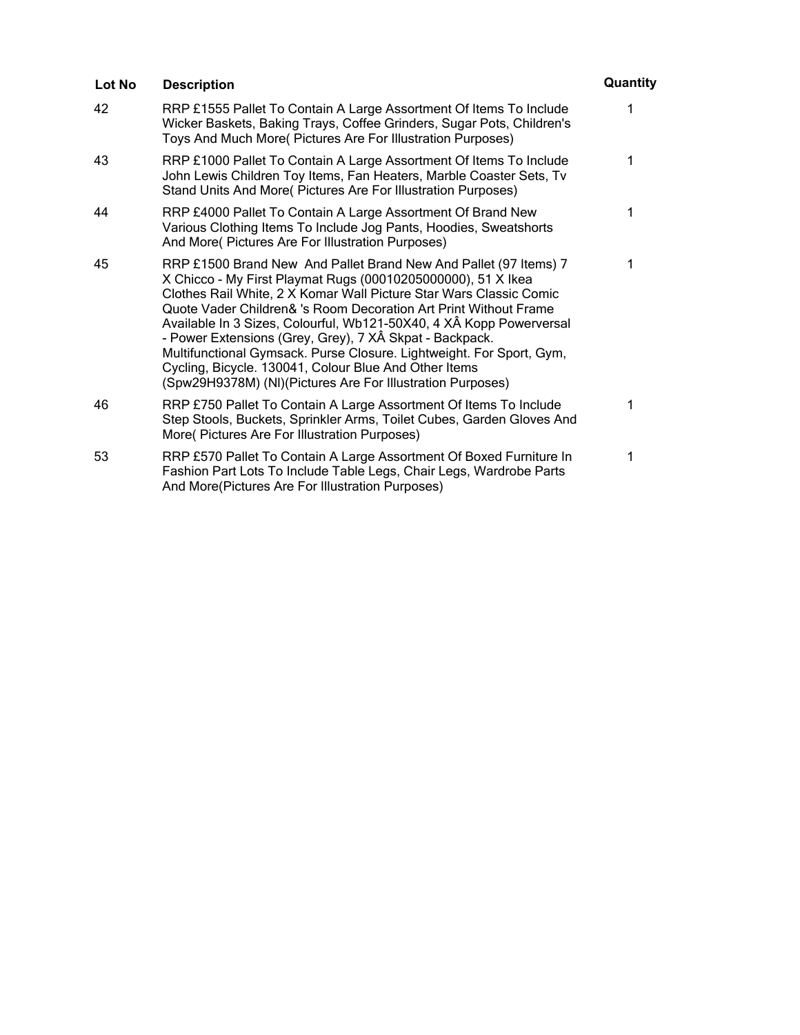| Lot No | Description | Quantity |
|---|---|---|
| 42 | RRP £1555 Pallet To Contain A Large Assortment Of Items To Include Wicker Baskets, Baking Trays, Coffee Grinders, Sugar Pots, Children's Toys And Much More( Pictures Are For Illustration Purposes) | 1 |
| 43 | RRP £1000 Pallet To Contain A Large Assortment Of Items To Include John Lewis Children Toy Items, Fan Heaters, Marble Coaster Sets, Tv Stand Units And More( Pictures Are For Illustration Purposes) | 1 |
| 44 | RRP £4000 Pallet To Contain A Large Assortment Of Brand New Various Clothing Items To Include Jog Pants, Hoodies, Sweatshorts And More( Pictures Are For Illustration Purposes) | 1 |
| 45 | RRP £1500 Brand New And Pallet Brand New And Pallet (97 Items) 7 X Chicco - My First Playmat Rugs (00010205000000), 51 X Ikea Clothes Rail White, 2 X Komar Wall Picture Star Wars Classic Comic Quote Vader Children& 's Room Decoration Art Print Without Frame Available In 3 Sizes, Colourful, Wb121-50X40, 4 XÂ Kopp Powerversal - Power Extensions (Grey, Grey), 7 XÂ Skpat - Backpack. Multifunctional Gymsack. Purse Closure. Lightweight. For Sport, Gym, Cycling, Bicycle. 130041, Colour Blue And Other Items (Spw29H9378M) (Nl)(Pictures Are For Illustration Purposes) | 1 |
| 46 | RRP £750 Pallet To Contain A Large Assortment Of Items To Include Step Stools, Buckets, Sprinkler Arms, Toilet Cubes, Garden Gloves And More( Pictures Are For Illustration Purposes) | 1 |
| 53 | RRP £570 Pallet To Contain A Large Assortment Of Boxed Furniture In Fashion Part Lots To Include Table Legs, Chair Legs, Wardrobe Parts And More(Pictures Are For Illustration Purposes) | 1 |